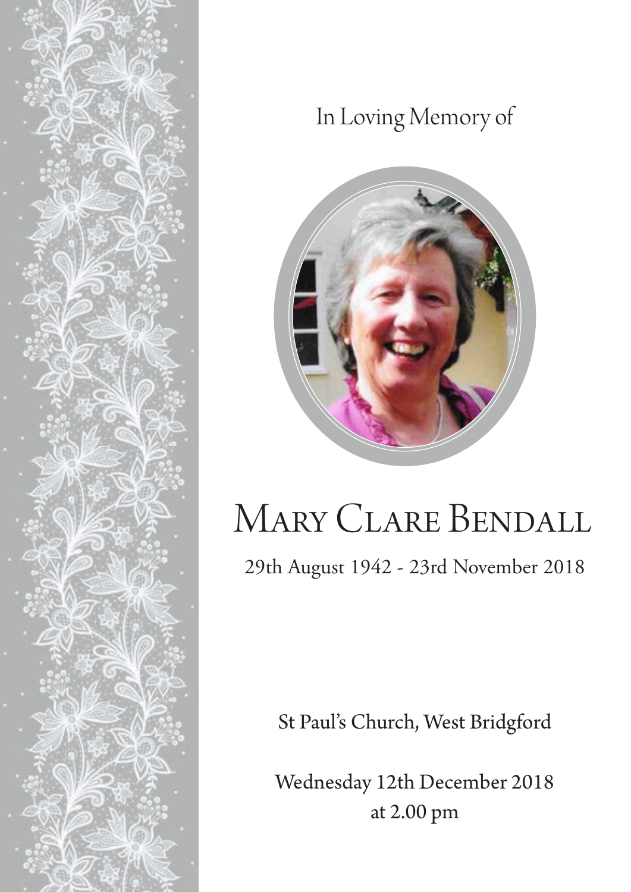In Loving Memory of

# Mary Clare Bendall

29th August 1942 - 23rd November 2018

St Paul's Church, West Bridgford

Wednesday 12th December 2018
at 2.00 pm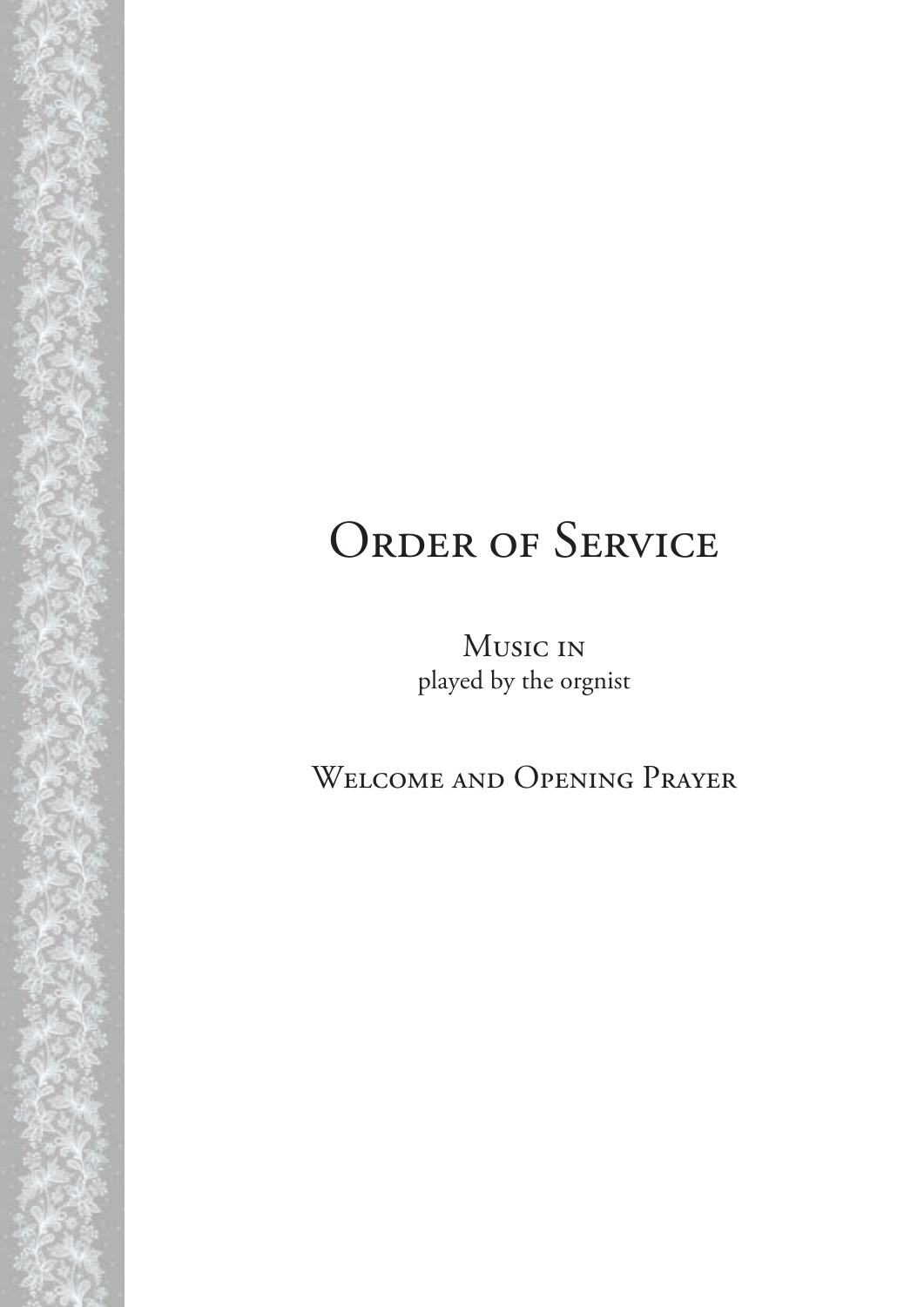# Order of Service

## Music in

played by the orgnist

## Welcome and Opening Prayer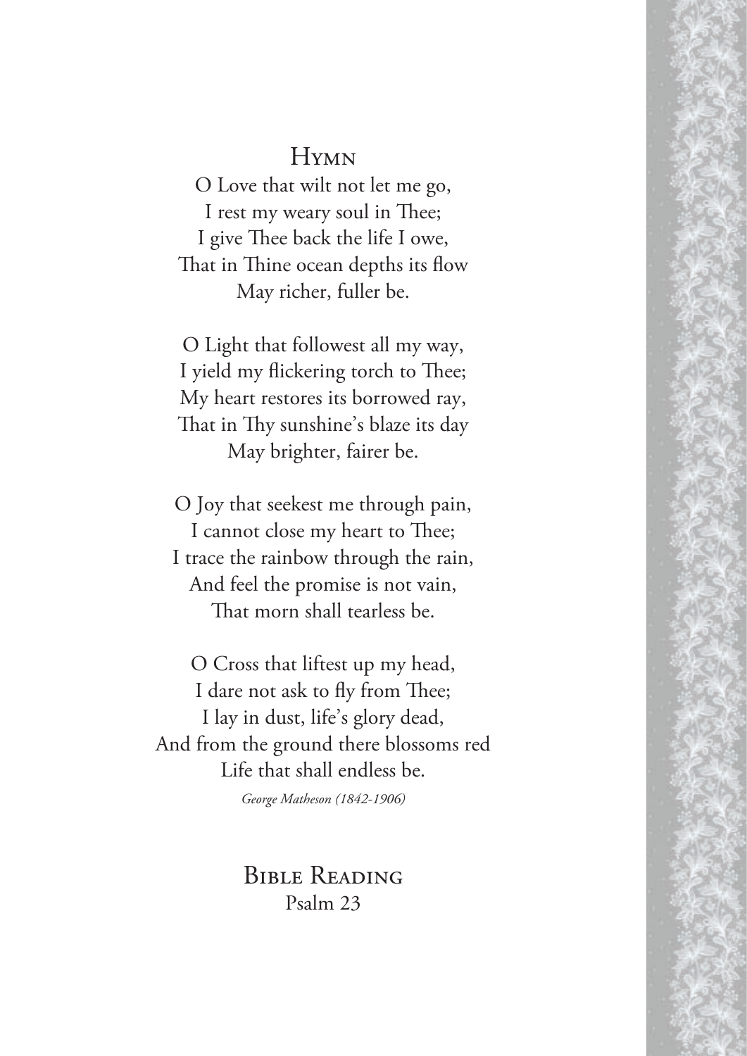## Hymn

O Love that wilt not let me go,  
I rest my weary soul in Thee;  
I give Thee back the life I owe,  
That in Thine ocean depths its flow  
May richer, fuller be.

O Light that followest all my way,  
I yield my flickering torch to Thee;  
My heart restores its borrowed ray,  
That in Thy sunshine's blaze its day  
May brighter, fairer be.

O Joy that seekest me through pain,  
I cannot close my heart to Thee;  
I trace the rainbow through the rain,  
And feel the promise is not vain,  
That morn shall tearless be.

O Cross that liftest up my head,  
I dare not ask to fly from Thee;  
I lay in dust, life's glory dead,  
And from the ground there blossoms red  
Life that shall endless be.

*George Matheson (1842-1906)*

## Bible Reading

Psalm 23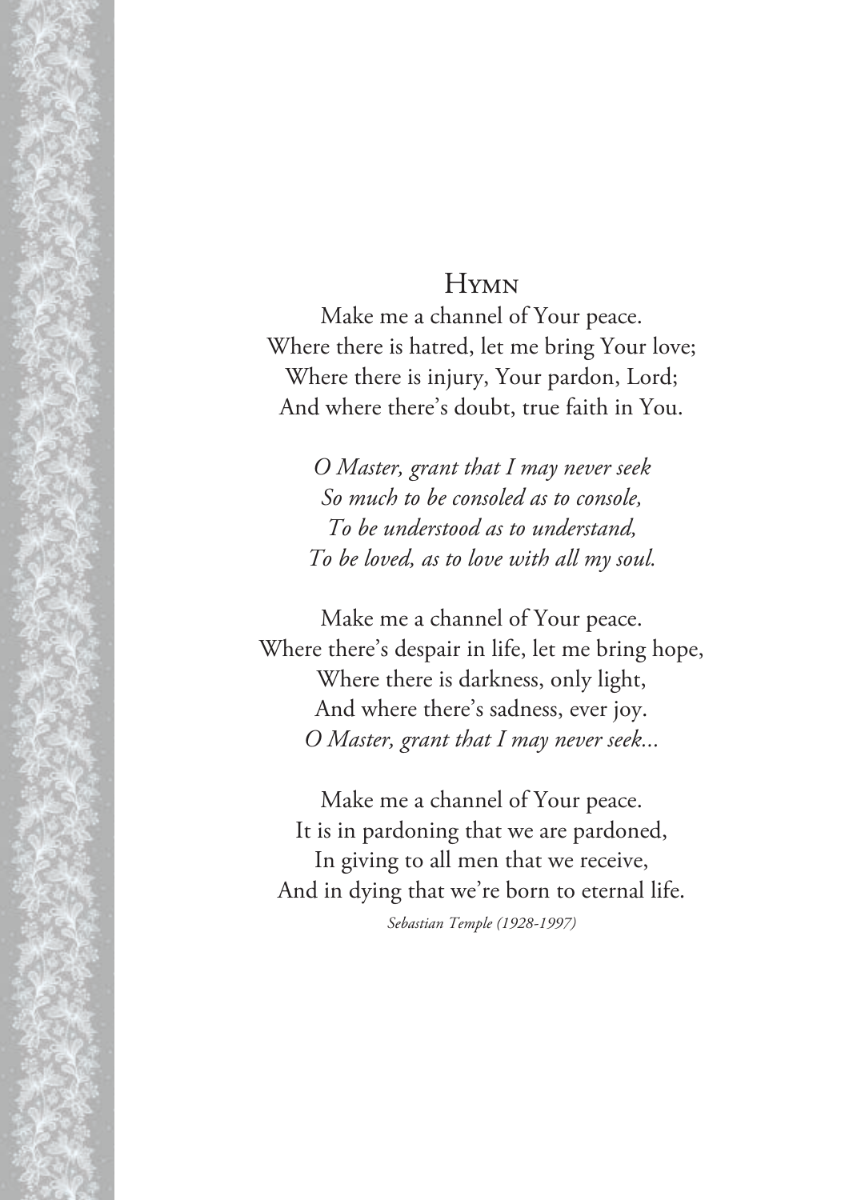## Hymn

Make me a channel of Your peace.
Where there is hatred, let me bring Your love;
Where there is injury, Your pardon, Lord;
And where there's doubt, true faith in You.

*O Master, grant that I may never seek*
*So much to be consoled as to console,*
*To be understood as to understand,*
*To be loved, as to love with all my soul.*

Make me a channel of Your peace.
Where there's despair in life, let me bring hope,
Where there is darkness, only light,
And where there's sadness, ever joy.
*O Master, grant that I may never seek...*

Make me a channel of Your peace.
It is in pardoning that we are pardoned,
In giving to all men that we receive,
And in dying that we're born to eternal life.

*Sebastian Temple (1928-1997)*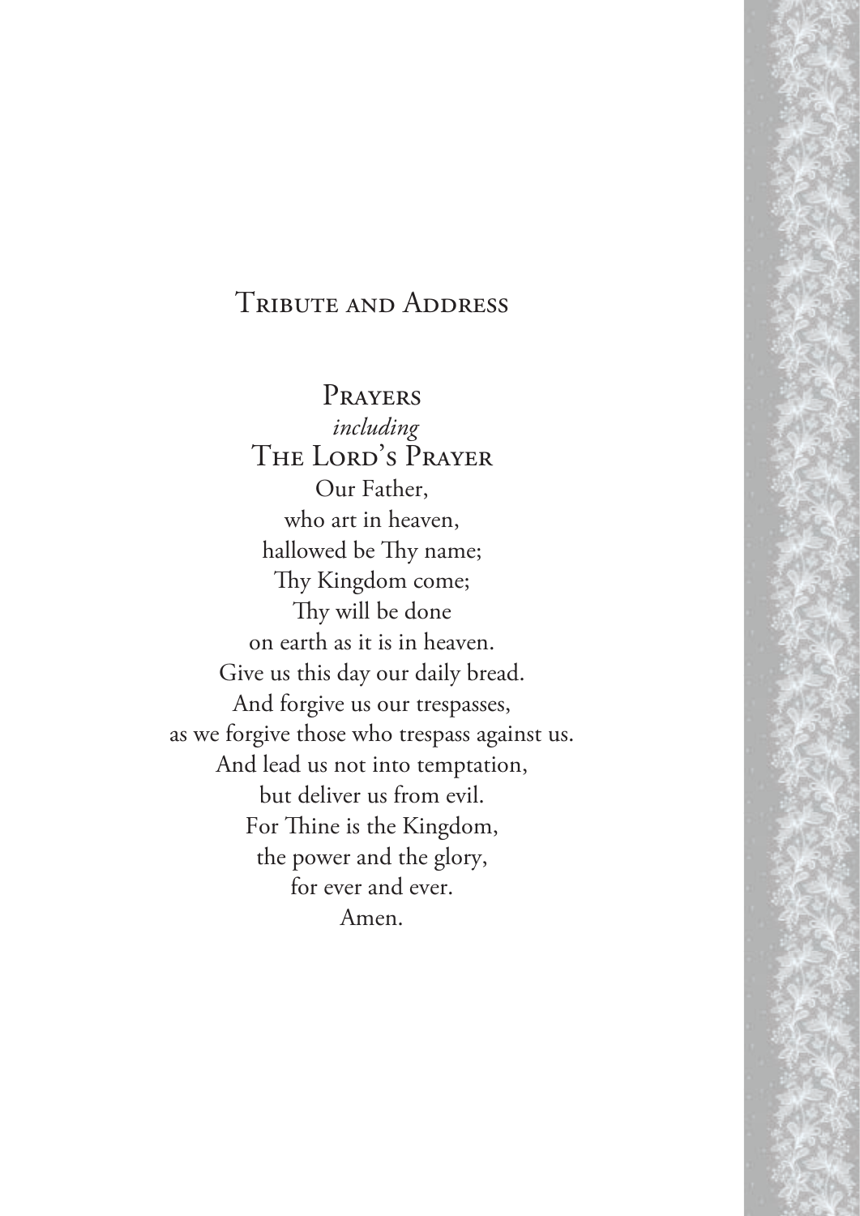## Tribute and Address

## Prayers

*including*

## The Lord's Prayer

Our Father,
who art in heaven,
hallowed be Thy name;
Thy Kingdom come;
Thy will be done
on earth as it is in heaven.
Give us this day our daily bread.
And forgive us our trespasses,
as we forgive those who trespass against us.
And lead us not into temptation,
but deliver us from evil.
For Thine is the Kingdom,
the power and the glory,
for ever and ever.
Amen.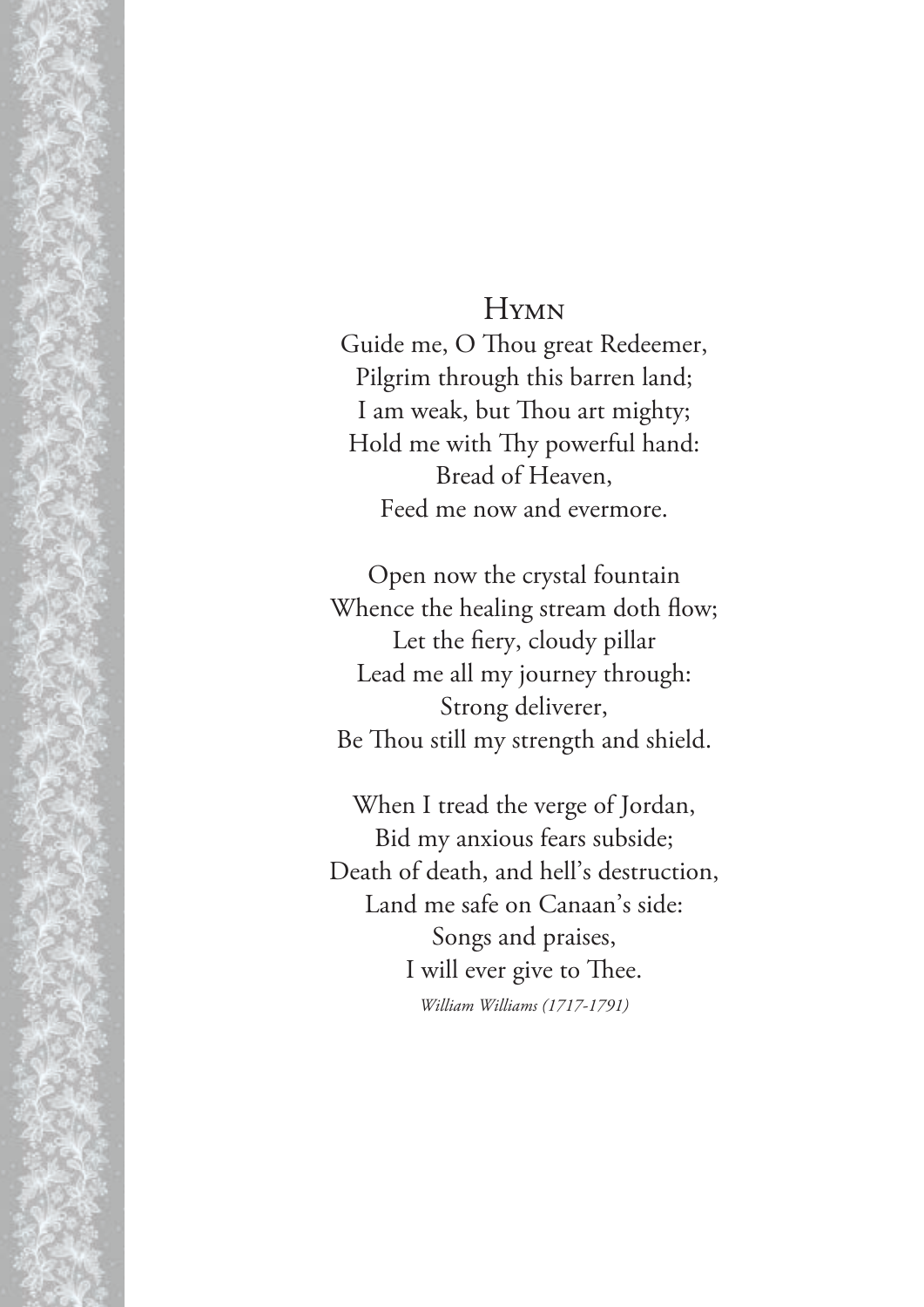## Hymn

Guide me, O Thou great Redeemer,
Pilgrim through this barren land;
I am weak, but Thou art mighty;
Hold me with Thy powerful hand:
Bread of Heaven,
Feed me now and evermore.

Open now the crystal fountain
Whence the healing stream doth flow;
Let the fiery, cloudy pillar
Lead me all my journey through:
Strong deliverer,
Be Thou still my strength and shield.

When I tread the verge of Jordan,
Bid my anxious fears subside;
Death of death, and hell's destruction,
Land me safe on Canaan's side:
Songs and praises,
I will ever give to Thee.

*William Williams (1717-1791)*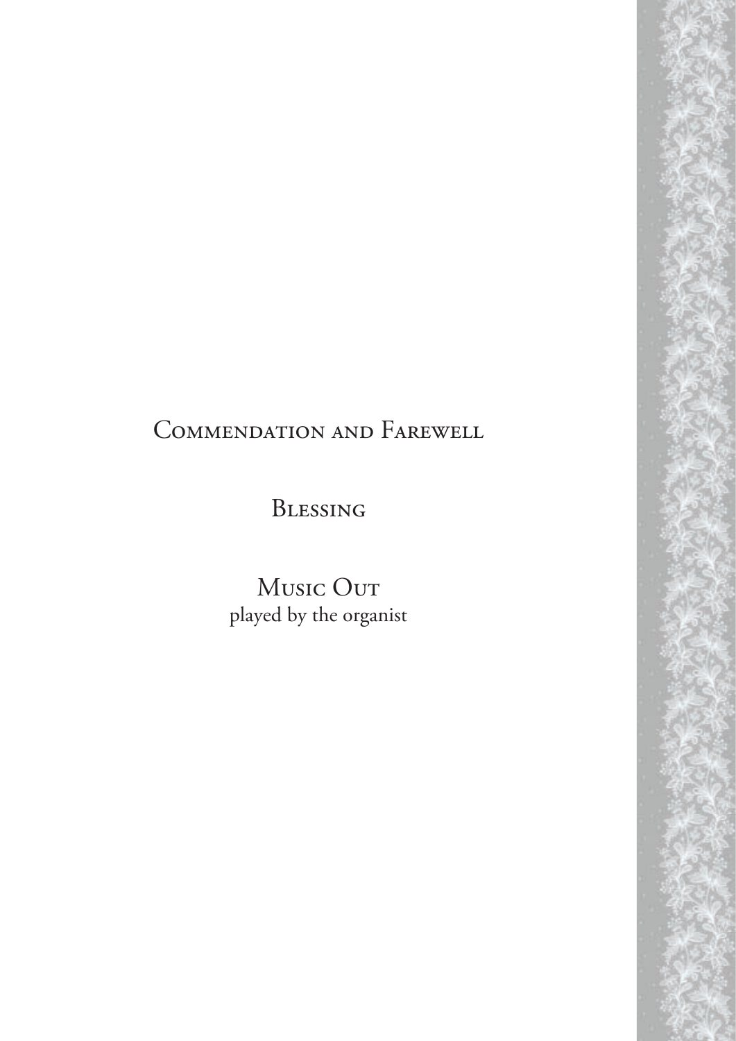## Commendation and Farewell

## Blessing

## Music Out

played by the organist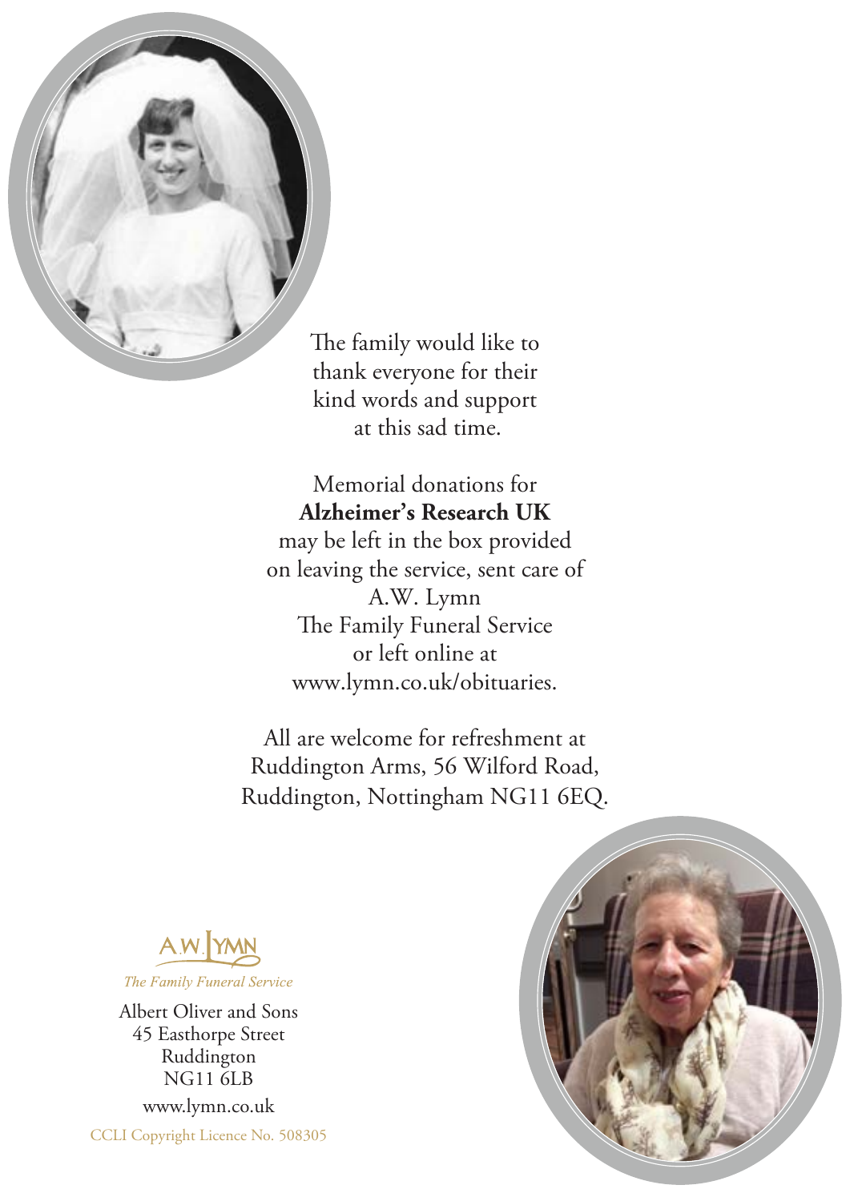The family would like to thank everyone for their kind words and support at this sad time.

Memorial donations for **Alzheimer's Research UK** may be left in the box provided on leaving the service, sent care of A.W. Lymn The Family Funeral Service or left online at www.lymn.co.uk/obituaries.

All are welcome for refreshment at Ruddington Arms, 56 Wilford Road, Ruddington, Nottingham NG11 6EQ.

A.W. LYMN

*The Family Funeral Service*

Albert Oliver and Sons
45 Easthorpe Street
Ruddington
NG11 6LB

www.lymn.co.uk

CCLI Copyright Licence No. 508305